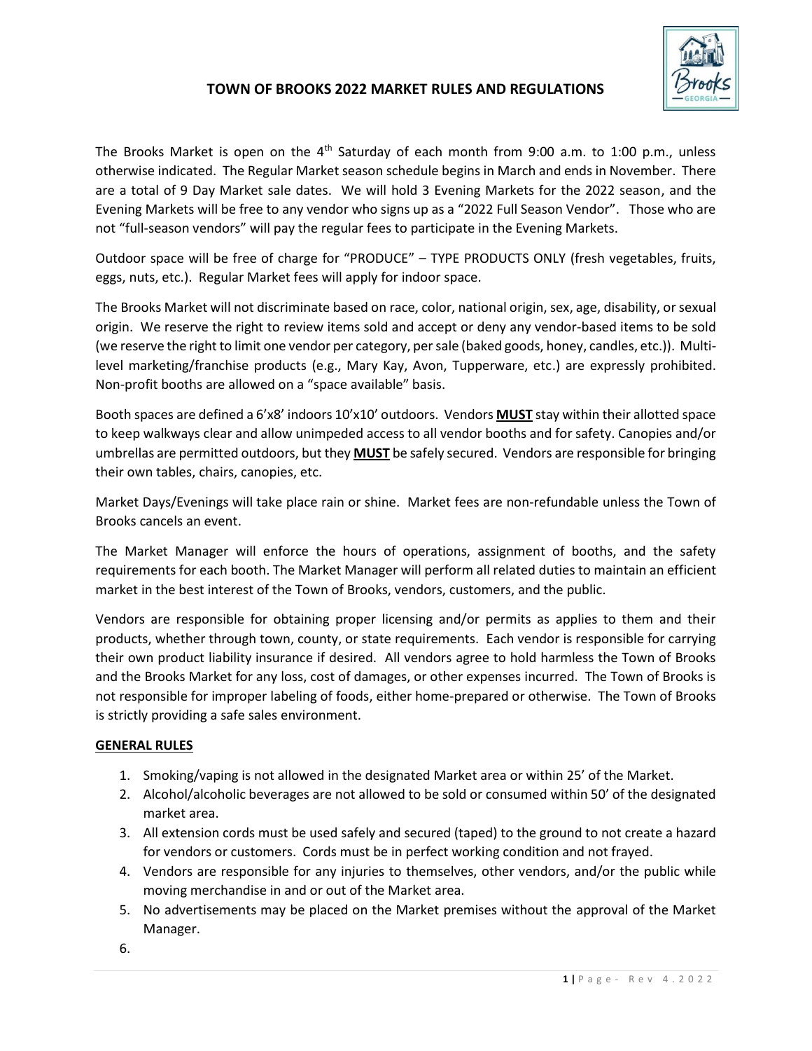# TOWN OF BROOKS 2022 MARKET RULES AND REGULATIONS

The Brooks Market is open on the 4th Saturday of each month from 9:00 a.m. to 1:00 p.m., unless otherwise indicated. The Regular Market season schedule begins in March and ends in November. There are a total of 9 Day Market sale dates. We will hold 3 Evening Markets for the 2022 season, and the Evening Markets will be free to any vendor who signs up as a "2022 Full Season Vendor". Those who are not "full-season vendors" will pay the regular fees to participate in the Evening Markets.

Outdoor space will be free of charge for "PRODUCE" – TYPE PRODUCTS ONLY (fresh vegetables, fruits, eggs, nuts, etc.). Regular Market fees will apply for indoor space.

The Brooks Market will not discriminate based on race, color, national origin, sex, age, disability, or sexual origin. We reserve the right to review items sold and accept or deny any vendor-based items to be sold (we reserve the right to limit one vendor per category, per sale (baked goods, honey, candles, etc.)). Multi-level marketing/franchise products (e.g., Mary Kay, Avon, Tupperware, etc.) are expressly prohibited. Non-profit booths are allowed on a "space available" basis.

Booth spaces are defined a 6'x8' indoors 10'x10' outdoors. Vendors **MUST** stay within their allotted space to keep walkways clear and allow unimpeded access to all vendor booths and for safety. Canopies and/or umbrellas are permitted outdoors, but they **MUST** be safely secured. Vendors are responsible for bringing their own tables, chairs, canopies, etc.

Market Days/Evenings will take place rain or shine. Market fees are non-refundable unless the Town of Brooks cancels an event.

The Market Manager will enforce the hours of operations, assignment of booths, and the safety requirements for each booth. The Market Manager will perform all related duties to maintain an efficient market in the best interest of the Town of Brooks, vendors, customers, and the public.

Vendors are responsible for obtaining proper licensing and/or permits as applies to them and their products, whether through town, county, or state requirements. Each vendor is responsible for carrying their own product liability insurance if desired. All vendors agree to hold harmless the Town of Brooks and the Brooks Market for any loss, cost of damages, or other expenses incurred. The Town of Brooks is not responsible for improper labeling of foods, either home-prepared or otherwise. The Town of Brooks is strictly providing a safe sales environment.

**GENERAL RULES**

1. Smoking/vaping is not allowed in the designated Market area or within 25' of the Market.
2. Alcohol/alcoholic beverages are not allowed to be sold or consumed within 50' of the designated market area.
3. All extension cords must be used safely and secured (taped) to the ground to not create a hazard for vendors or customers. Cords must be in perfect working condition and not frayed.
4. Vendors are responsible for any injuries to themselves, other vendors, and/or the public while moving merchandise in and or out of the Market area.
5. No advertisements may be placed on the Market premises without the approval of the Market Manager.
6.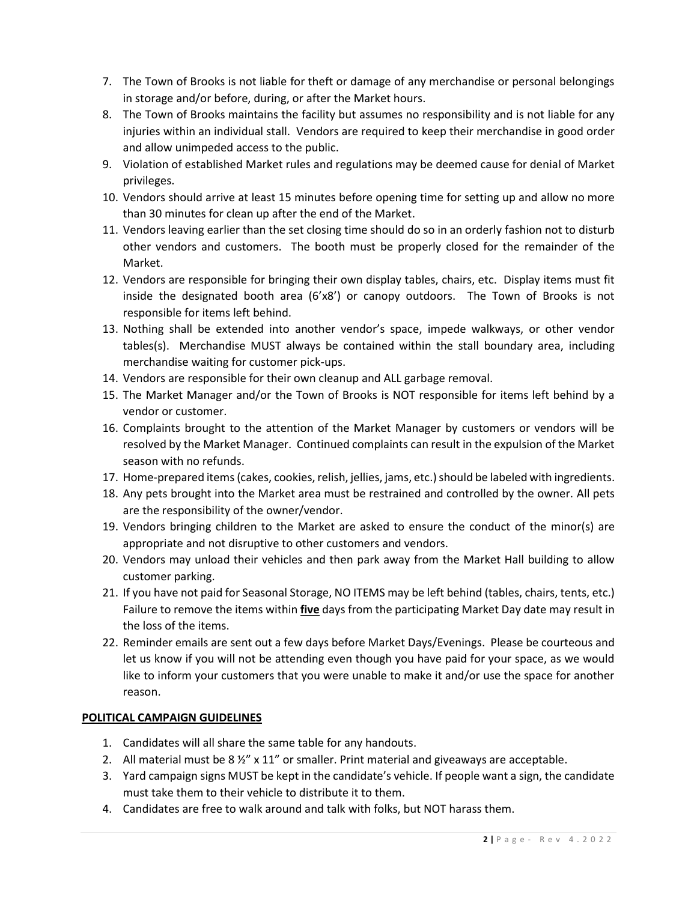7. The Town of Brooks is not liable for theft or damage of any merchandise or personal belongings in storage and/or before, during, or after the Market hours.
8. The Town of Brooks maintains the facility but assumes no responsibility and is not liable for any injuries within an individual stall. Vendors are required to keep their merchandise in good order and allow unimpeded access to the public.
9. Violation of established Market rules and regulations may be deemed cause for denial of Market privileges.
10. Vendors should arrive at least 15 minutes before opening time for setting up and allow no more than 30 minutes for clean up after the end of the Market.
11. Vendors leaving earlier than the set closing time should do so in an orderly fashion not to disturb other vendors and customers. The booth must be properly closed for the remainder of the Market.
12. Vendors are responsible for bringing their own display tables, chairs, etc. Display items must fit inside the designated booth area (6'x8') or canopy outdoors. The Town of Brooks is not responsible for items left behind.
13. Nothing shall be extended into another vendor's space, impede walkways, or other vendor tables(s). Merchandise MUST always be contained within the stall boundary area, including merchandise waiting for customer pick-ups.
14. Vendors are responsible for their own cleanup and ALL garbage removal.
15. The Market Manager and/or the Town of Brooks is NOT responsible for items left behind by a vendor or customer.
16. Complaints brought to the attention of the Market Manager by customers or vendors will be resolved by the Market Manager. Continued complaints can result in the expulsion of the Market season with no refunds.
17. Home-prepared items (cakes, cookies, relish, jellies, jams, etc.) should be labeled with ingredients.
18. Any pets brought into the Market area must be restrained and controlled by the owner. All pets are the responsibility of the owner/vendor.
19. Vendors bringing children to the Market are asked to ensure the conduct of the minor(s) are appropriate and not disruptive to other customers and vendors.
20. Vendors may unload their vehicles and then park away from the Market Hall building to allow customer parking.
21. If you have not paid for Seasonal Storage, NO ITEMS may be left behind (tables, chairs, tents, etc.) Failure to remove the items within <u>**five**</u> days from the participating Market Day date may result in the loss of the items.
22. Reminder emails are sent out a few days before Market Days/Evenings. Please be courteous and let us know if you will not be attending even though you have paid for your space, as we would like to inform your customers that you were unable to make it and/or use the space for another reason.

## <u>**POLITICAL CAMPAIGN GUIDELINES**</u>

1. Candidates will all share the same table for any handouts.
2. All material must be 8 ½" x 11" or smaller. Print material and giveaways are acceptable.
3. Yard campaign signs MUST be kept in the candidate's vehicle. If people want a sign, the candidate must take them to their vehicle to distribute it to them.
4. Candidates are free to walk around and talk with folks, but NOT harass them.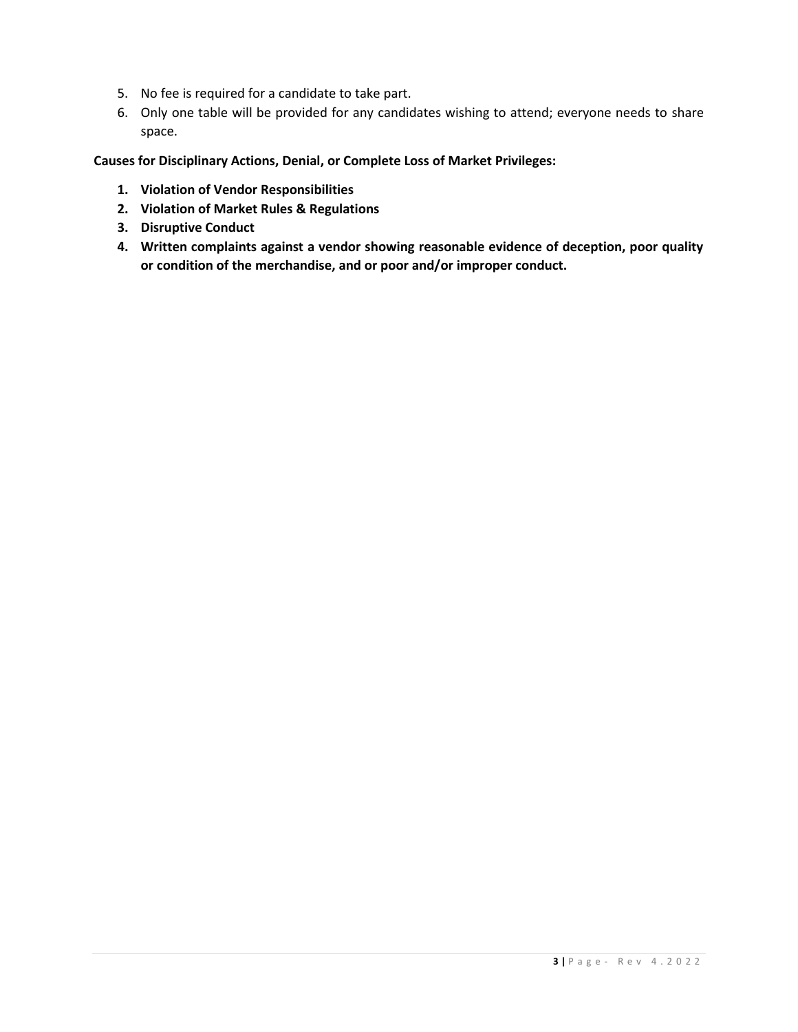5. No fee is required for a candidate to take part.
6. Only one table will be provided for any candidates wishing to attend; everyone needs to share space.

**Causes for Disciplinary Actions, Denial, or Complete Loss of Market Privileges:**

1. **Violation of Vendor Responsibilities**
2. **Violation of Market Rules & Regulations**
3. **Disruptive Conduct**
4. **Written complaints against a vendor showing reasonable evidence of deception, poor quality or condition of the merchandise, and or poor and/or improper conduct.**